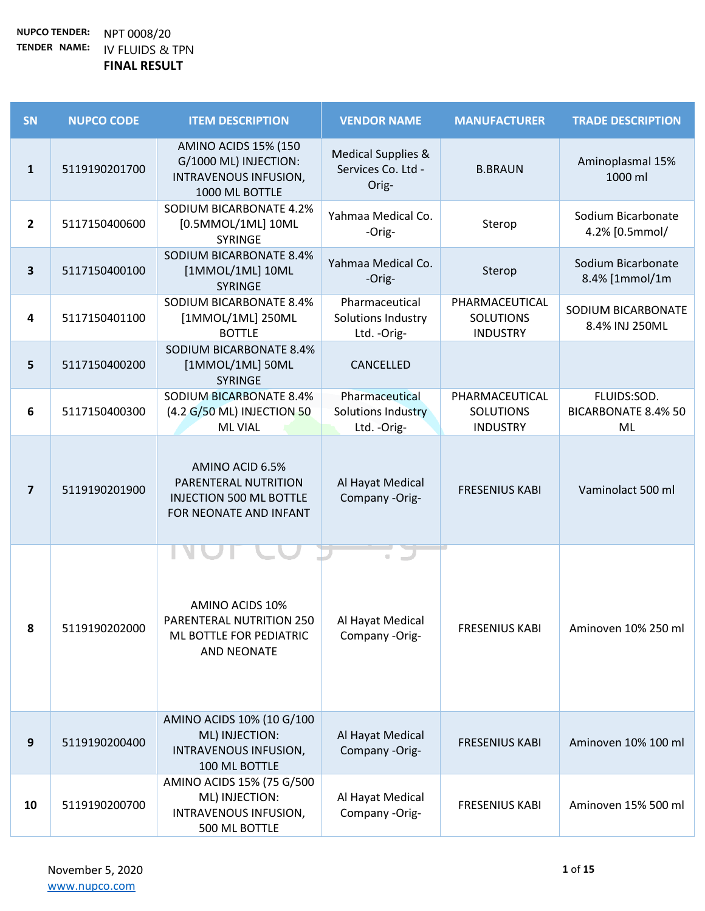**NUPCO TENDER:** NPT 0008/20

**TENDER NAME:** IV FLUIDS & TPN

**FINAL RESULT**

| SN | NUPCO CODE | ITEM DESCRIPTION | VENDOR NAME | MANUFACTURER | TRADE DESCRIPTION |
|---|---|---|---|---|---|
| 1 | 5119190201700 | AMINO ACIDS 15% (150 G/1000 ML) INJECTION: INTRAVENOUS INFUSION, 1000 ML BOTTLE | Medical Supplies & Services Co. Ltd -Orig- | B.BRAUN | Aminoplasmal 15% 1000 ml |
| 2 | 5117150400600 | SODIUM BICARBONATE 4.2% [0.5MMOL/1ML] 10ML SYRINGE | Yahmaa Medical Co. -Orig- | Sterop | Sodium Bicarbonate 4.2% [0.5mmol/ |
| 3 | 5117150400100 | SODIUM BICARBONATE 8.4% [1MMOL/1ML] 10ML SYRINGE | Yahmaa Medical Co. -Orig- | Sterop | Sodium Bicarbonate 8.4% [1mmol/1m |
| 4 | 5117150401100 | SODIUM BICARBONATE 8.4% [1MMOL/1ML] 250ML BOTTLE | Pharmaceutical Solutions Industry Ltd. -Orig- | PHARMACEUTICAL SOLUTIONS INDUSTRY | SODIUM BICARBONATE 8.4% INJ 250ML |
| 5 | 5117150400200 | SODIUM BICARBONATE 8.4% [1MMOL/1ML] 50ML SYRINGE | CANCELLED | | |
| 6 | 5117150400300 | SODIUM BICARBONATE 8.4% (4.2 G/50 ML) INJECTION 50 ML VIAL | Pharmaceutical Solutions Industry Ltd. -Orig- | PHARMACEUTICAL SOLUTIONS INDUSTRY | FLUIDS:SOD. BICARBONATE 8.4% 50 ML |
| 7 | 5119190201900 | AMINO ACID 6.5% PARENTERAL NUTRITION INJECTION 500 ML BOTTLE FOR NEONATE AND INFANT | Al Hayat Medical Company -Orig- | FRESENIUS KABI | Vaminolact 500 ml |
| 8 | 5119190202000 | AMINO ACIDS 10% PARENTERAL NUTRITION 250 ML BOTTLE FOR PEDIATRIC AND NEONATE | Al Hayat Medical Company -Orig- | FRESENIUS KABI | Aminoven 10% 250 ml |
| 9 | 5119190200400 | AMINO ACIDS 10% (10 G/100 ML) INJECTION: INTRAVENOUS INFUSION, 100 ML BOTTLE | Al Hayat Medical Company -Orig- | FRESENIUS KABI | Aminoven 10% 100 ml |
| 10 | 5119190200700 | AMINO ACIDS 15% (75 G/500 ML) INJECTION: INTRAVENOUS INFUSION, 500 ML BOTTLE | Al Hayat Medical Company -Orig- | FRESENIUS KABI | Aminoven 15% 500 ml |

November 5, 2020

www.nupco.com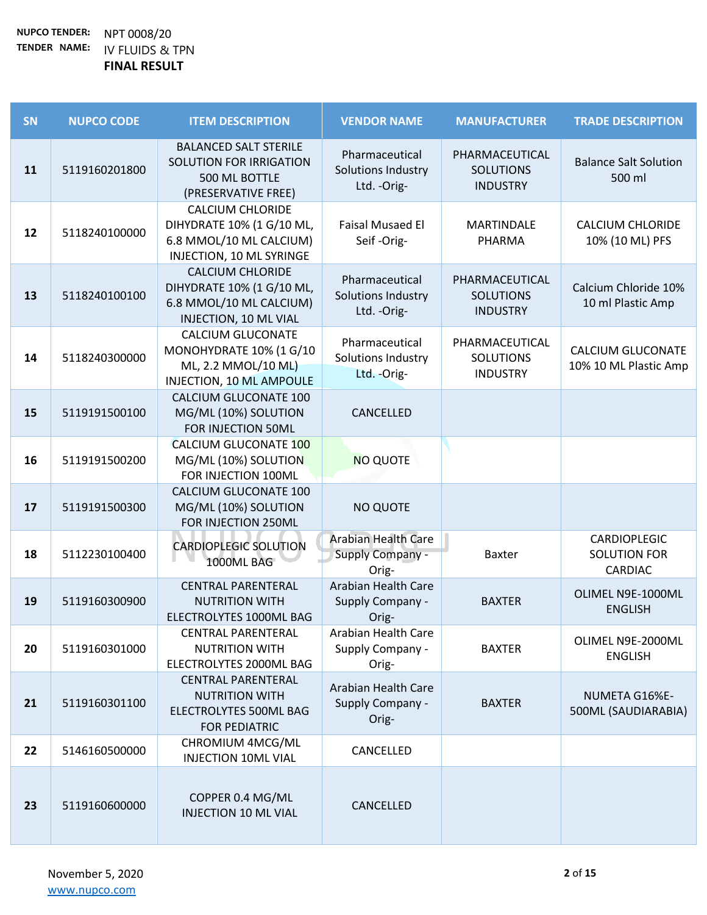**NUPCO TENDER:** NPT 0008/20

**TENDER NAME:** IV FLUIDS & TPN

**FINAL RESULT**

| SN | NUPCO CODE | ITEM DESCRIPTION | VENDOR NAME | MANUFACTURER | TRADE DESCRIPTION |
|---|---|---|---|---|---|
| 11 | 5119160201800 | BALANCED SALT STERILE SOLUTION FOR IRRIGATION 500 ML BOTTLE (PRESERVATIVE FREE) | Pharmaceutical Solutions Industry Ltd. -Orig- | PHARMACEUTICAL SOLUTIONS INDUSTRY | Balance Salt Solution 500 ml |
| 12 | 5118240100000 | CALCIUM CHLORIDE DIHYDRATE 10% (1 G/10 ML, 6.8 MMOL/10 ML CALCIUM) INJECTION, 10 ML SYRINGE | Faisal Musaed El Seif -Orig- | MARTINDALE PHARMA | CALCIUM CHLORIDE 10% (10 ML) PFS |
| 13 | 5118240100100 | CALCIUM CHLORIDE DIHYDRATE 10% (1 G/10 ML, 6.8 MMOL/10 ML CALCIUM) INJECTION, 10 ML VIAL | Pharmaceutical Solutions Industry Ltd. -Orig- | PHARMACEUTICAL SOLUTIONS INDUSTRY | Calcium Chloride 10% 10 ml Plastic Amp |
| 14 | 5118240300000 | CALCIUM GLUCONATE MONOHYDRATE 10% (1 G/10 ML, 2.2 MMOL/10 ML) INJECTION, 10 ML AMPOULE | Pharmaceutical Solutions Industry Ltd. -Orig- | PHARMACEUTICAL SOLUTIONS INDUSTRY | CALCIUM GLUCONATE 10% 10 ML Plastic Amp |
| 15 | 5119191500100 | CALCIUM GLUCONATE 100 MG/ML (10%) SOLUTION FOR INJECTION 50ML | CANCELLED | | |
| 16 | 5119191500200 | CALCIUM GLUCONATE 100 MG/ML (10%) SOLUTION FOR INJECTION 100ML | NO QUOTE | | |
| 17 | 5119191500300 | CALCIUM GLUCONATE 100 MG/ML (10%) SOLUTION FOR INJECTION 250ML | NO QUOTE | | |
| 18 | 5112230100400 | CARDIOPLEGIC SOLUTION 1000ML BAG | Arabian Health Care Supply Company -Orig- | Baxter | CARDIOPLEGIC SOLUTION FOR CARDIAC |
| 19 | 5119160300900 | CENTRAL PARENTERAL NUTRITION WITH ELECTROLYTES 1000ML BAG | Arabian Health Care Supply Company -Orig- | BAXTER | OLIMEL N9E-1000ML ENGLISH |
| 20 | 5119160301000 | CENTRAL PARENTERAL NUTRITION WITH ELECTROLYTES 2000ML BAG | Arabian Health Care Supply Company -Orig- | BAXTER | OLIMEL N9E-2000ML ENGLISH |
| 21 | 5119160301100 | CENTRAL PARENTERAL NUTRITION WITH ELECTROLYTES 500ML BAG FOR PEDIATRIC | Arabian Health Care Supply Company -Orig- | BAXTER | NUMETA G16%E-500ML (SAUDIARABIA) |
| 22 | 5146160500000 | CHROMIUM 4MCG/ML INJECTION 10ML VIAL | CANCELLED | | |
| 23 | 5119160600000 | COPPER 0.4 MG/ML INJECTION 10 ML VIAL | CANCELLED | | |

November 5, 2020

www.nupco.com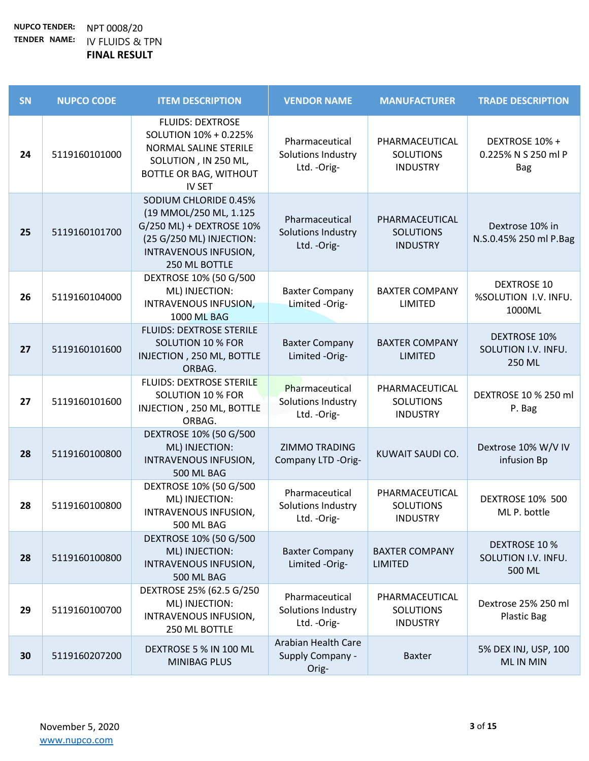**NUPCO TENDER:** NPT 0008/20

**TENDER NAME:** IV FLUIDS & TPN

**FINAL RESULT**

| SN | NUPCO CODE | ITEM DESCRIPTION | VENDOR NAME | MANUFACTURER | TRADE DESCRIPTION |
|---|---|---|---|---|---|
| 24 | 5119160101000 | FLUIDS: DEXTROSE SOLUTION 10% + 0.225% NORMAL SALINE STERILE SOLUTION , IN 250 ML, BOTTLE OR BAG, WITHOUT IV SET | Pharmaceutical Solutions Industry Ltd. -Orig- | PHARMACEUTICAL SOLUTIONS INDUSTRY | DEXTROSE 10% + 0.225% N S 250 ml P Bag |
| 25 | 5119160101700 | SODIUM CHLORIDE 0.45% (19 MMOL/250 ML, 1.125 G/250 ML) + DEXTROSE 10% (25 G/250 ML) INJECTION: INTRAVENOUS INFUSION, 250 ML BOTTLE | Pharmaceutical Solutions Industry Ltd. -Orig- | PHARMACEUTICAL SOLUTIONS INDUSTRY | Dextrose 10% in N.S.0.45% 250 ml P.Bag |
| 26 | 5119160104000 | DEXTROSE 10% (50 G/500 ML) INJECTION: INTRAVENOUS INFUSION, 1000 ML BAG | Baxter Company Limited -Orig- | BAXTER COMPANY LIMITED | DEXTROSE 10 %SOLUTION I.V. INFU. 1000ML |
| 27 | 5119160101600 | FLUIDS: DEXTROSE STERILE SOLUTION 10 % FOR INJECTION , 250 ML, BOTTLE ORBAG. | Baxter Company Limited -Orig- | BAXTER COMPANY LIMITED | DEXTROSE 10% SOLUTION I.V. INFU. 250 ML |
| 27 | 5119160101600 | FLUIDS: DEXTROSE STERILE SOLUTION 10 % FOR INJECTION , 250 ML, BOTTLE ORBAG. | Pharmaceutical Solutions Industry Ltd. -Orig- | PHARMACEUTICAL SOLUTIONS INDUSTRY | DEXTROSE 10 % 250 ml P. Bag |
| 28 | 5119160100800 | DEXTROSE 10% (50 G/500 ML) INJECTION: INTRAVENOUS INFUSION, 500 ML BAG | ZIMMO TRADING Company LTD -Orig- | KUWAIT SAUDI CO. | Dextrose 10% W/V IV infusion Bp |
| 28 | 5119160100800 | DEXTROSE 10% (50 G/500 ML) INJECTION: INTRAVENOUS INFUSION, 500 ML BAG | Pharmaceutical Solutions Industry Ltd. -Orig- | PHARMACEUTICAL SOLUTIONS INDUSTRY | DEXTROSE 10% 500 ML P. bottle |
| 28 | 5119160100800 | DEXTROSE 10% (50 G/500 ML) INJECTION: INTRAVENOUS INFUSION, 500 ML BAG | Baxter Company Limited -Orig- | BAXTER COMPANY LIMITED | DEXTROSE 10 % SOLUTION I.V. INFU. 500 ML |
| 29 | 5119160100700 | DEXTROSE 25% (62.5 G/250 ML) INJECTION: INTRAVENOUS INFUSION, 250 ML BOTTLE | Pharmaceutical Solutions Industry Ltd. -Orig- | PHARMACEUTICAL SOLUTIONS INDUSTRY | Dextrose 25% 250 ml Plastic Bag |
| 30 | 5119160207200 | DEXTROSE 5 % IN 100 ML MINIBAG PLUS | Arabian Health Care Supply Company -Orig- | Baxter | 5% DEX INJ, USP, 100 ML IN MIN |

November 5, 2020

www.nupco.com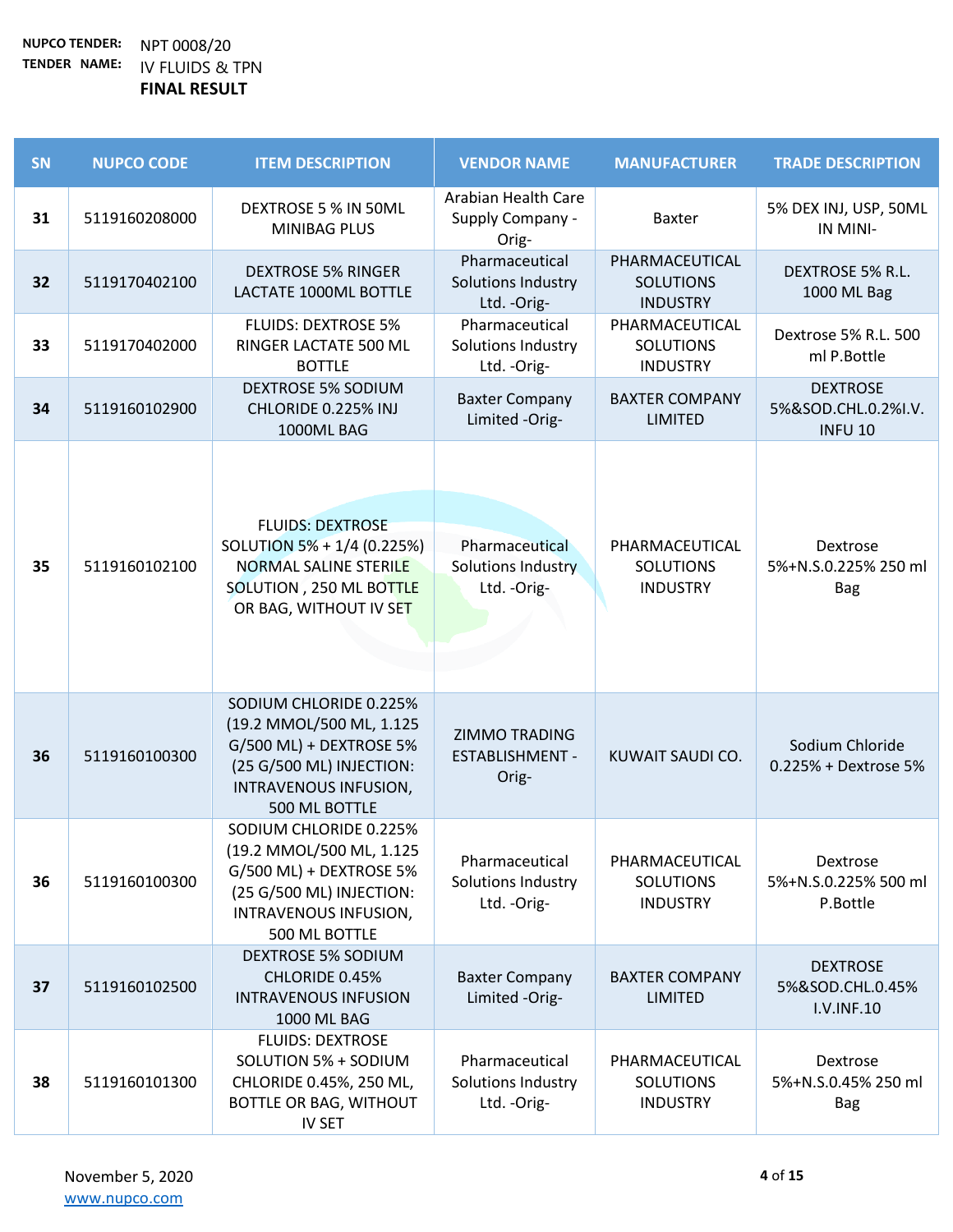**NUPCO TENDER:** NPT 0008/20
**TENDER NAME:** IV FLUIDS & TPN
**FINAL RESULT**

| SN | NUPCO CODE | ITEM DESCRIPTION | VENDOR NAME | MANUFACTURER | TRADE DESCRIPTION |
|---|---|---|---|---|---|
| 31 | 5119160208000 | DEXTROSE 5 % IN 50ML MINIBAG PLUS | Arabian Health Care Supply Company -Orig- | Baxter | 5% DEX INJ, USP, 50ML IN MINI- |
| 32 | 5119170402100 | DEXTROSE 5% RINGER LACTATE 1000ML BOTTLE | Pharmaceutical Solutions Industry Ltd. -Orig- | PHARMACEUTICAL SOLUTIONS INDUSTRY | DEXTROSE 5% R.L. 1000 ML Bag |
| 33 | 5119170402000 | FLUIDS: DEXTROSE 5% RINGER LACTATE 500 ML BOTTLE | Pharmaceutical Solutions Industry Ltd. -Orig- | PHARMACEUTICAL SOLUTIONS INDUSTRY | Dextrose 5% R.L. 500 ml P.Bottle |
| 34 | 5119160102900 | DEXTROSE 5% SODIUM CHLORIDE 0.225% INJ 1000ML BAG | Baxter Company Limited -Orig- | BAXTER COMPANY LIMITED | DEXTROSE 5%&SOD.CHL.0.2%I.V. INFU 10 |
| 35 | 5119160102100 | FLUIDS: DEXTROSE SOLUTION 5% + 1/4 (0.225%) NORMAL SALINE STERILE SOLUTION , 250 ML BOTTLE OR BAG, WITHOUT IV SET | Pharmaceutical Solutions Industry Ltd. -Orig- | PHARMACEUTICAL SOLUTIONS INDUSTRY | Dextrose 5%+N.S.0.225% 250 ml Bag |
| 36 | 5119160100300 | SODIUM CHLORIDE 0.225% (19.2 MMOL/500 ML, 1.125 G/500 ML) + DEXTROSE 5% (25 G/500 ML) INJECTION: INTRAVENOUS INFUSION, 500 ML BOTTLE | ZIMMO TRADING ESTABLISHMENT -Orig- | KUWAIT SAUDI CO. | Sodium Chloride 0.225% + Dextrose 5% |
| 36 | 5119160100300 | SODIUM CHLORIDE 0.225% (19.2 MMOL/500 ML, 1.125 G/500 ML) + DEXTROSE 5% (25 G/500 ML) INJECTION: INTRAVENOUS INFUSION, 500 ML BOTTLE | Pharmaceutical Solutions Industry Ltd. -Orig- | PHARMACEUTICAL SOLUTIONS INDUSTRY | Dextrose 5%+N.S.0.225% 500 ml P.Bottle |
| 37 | 5119160102500 | DEXTROSE 5% SODIUM CHLORIDE 0.45% INTRAVENOUS INFUSION 1000 ML BAG | Baxter Company Limited -Orig- | BAXTER COMPANY LIMITED | DEXTROSE 5%&SOD.CHL.0.45% I.V.INF.10 |
| 38 | 5119160101300 | FLUIDS: DEXTROSE SOLUTION 5% + SODIUM CHLORIDE 0.45%, 250 ML, BOTTLE OR BAG, WITHOUT IV SET | Pharmaceutical Solutions Industry Ltd. -Orig- | PHARMACEUTICAL SOLUTIONS INDUSTRY | Dextrose 5%+N.S.0.45% 250 ml Bag |

November 5, 2020
www.nupco.com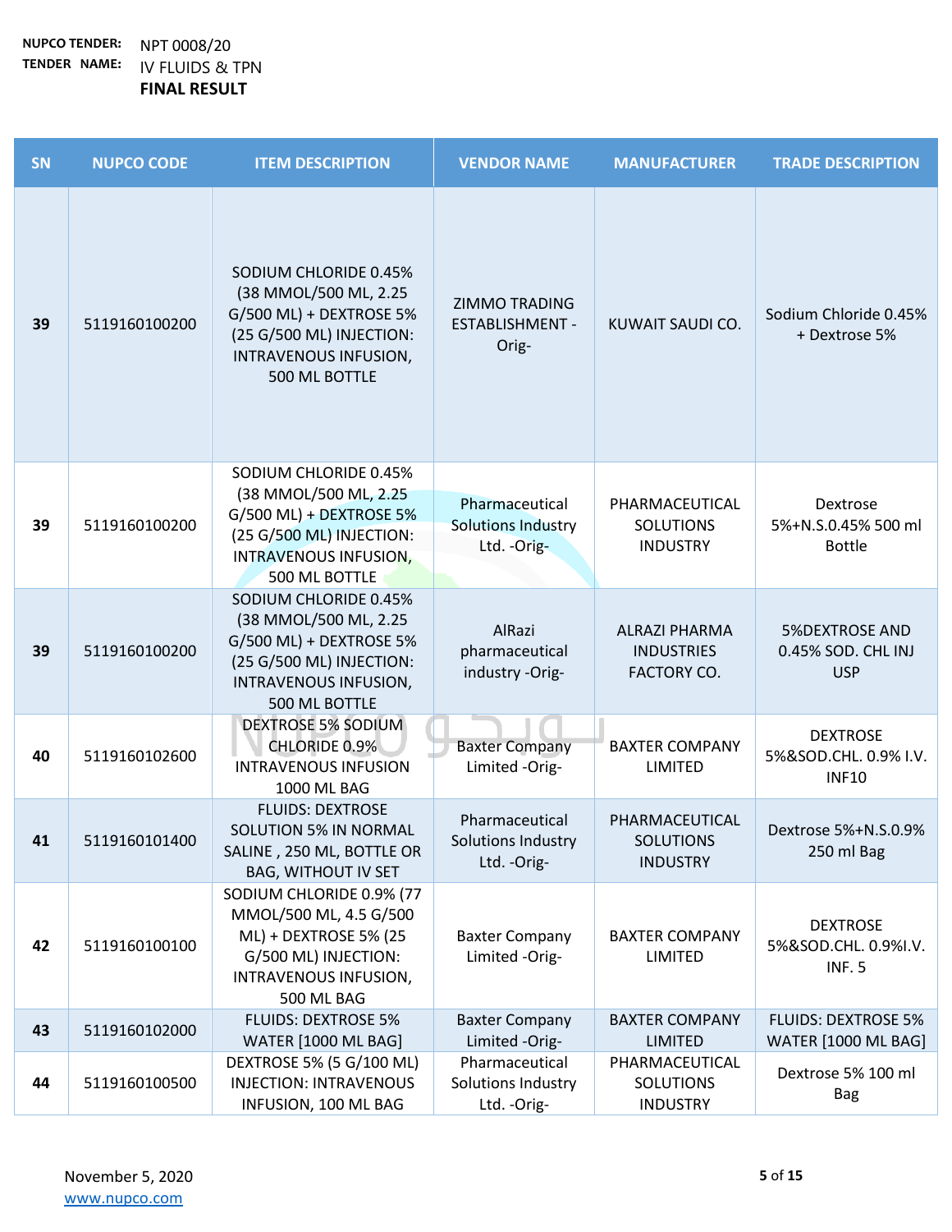**NUPCO TENDER:** NPT 0008/20

**TENDER NAME:** IV FLUIDS & TPN

**FINAL RESULT**

| SN | NUPCO CODE | ITEM DESCRIPTION | VENDOR NAME | MANUFACTURER | TRADE DESCRIPTION |
|---|---|---|---|---|---|
| 39 | 5119160100200 | SODIUM CHLORIDE 0.45% (38 MMOL/500 ML, 2.25 G/500 ML) + DEXTROSE 5% (25 G/500 ML) INJECTION: INTRAVENOUS INFUSION, 500 ML BOTTLE | ZIMMO TRADING ESTABLISHMENT -Orig- | KUWAIT SAUDI CO. | Sodium Chloride 0.45% + Dextrose 5% |
| 39 | 5119160100200 | SODIUM CHLORIDE 0.45% (38 MMOL/500 ML, 2.25 G/500 ML) + DEXTROSE 5% (25 G/500 ML) INJECTION: INTRAVENOUS INFUSION, 500 ML BOTTLE | Pharmaceutical Solutions Industry Ltd. -Orig- | PHARMACEUTICAL SOLUTIONS INDUSTRY | Dextrose 5%+N.S.0.45% 500 ml Bottle |
| 39 | 5119160100200 | SODIUM CHLORIDE 0.45% (38 MMOL/500 ML, 2.25 G/500 ML) + DEXTROSE 5% (25 G/500 ML) INJECTION: INTRAVENOUS INFUSION, 500 ML BOTTLE | AlRazi pharmaceutical industry -Orig- | ALRAZI PHARMA INDUSTRIES FACTORY CO. | 5%DEXTROSE AND 0.45% SOD. CHL INJ USP |
| 40 | 5119160102600 | DEXTROSE 5% SODIUM CHLORIDE 0.9% INTRAVENOUS INFUSION 1000 ML BAG | Baxter Company Limited -Orig- | BAXTER COMPANY LIMITED | DEXTROSE 5%&SOD.CHL. 0.9% I.V. INF10 |
| 41 | 5119160101400 | FLUIDS: DEXTROSE SOLUTION 5% IN NORMAL SALINE , 250 ML, BOTTLE OR BAG, WITHOUT IV SET | Pharmaceutical Solutions Industry Ltd. -Orig- | PHARMACEUTICAL SOLUTIONS INDUSTRY | Dextrose 5%+N.S.0.9% 250 ml Bag |
| 42 | 5119160100100 | SODIUM CHLORIDE 0.9% (77 MMOL/500 ML, 4.5 G/500 ML) + DEXTROSE 5% (25 G/500 ML) INJECTION: INTRAVENOUS INFUSION, 500 ML BAG | Baxter Company Limited -Orig- | BAXTER COMPANY LIMITED | DEXTROSE 5%&SOD.CHL. 0.9%I.V. INF. 5 |
| 43 | 5119160102000 | FLUIDS: DEXTROSE 5% WATER [1000 ML BAG] | Baxter Company Limited -Orig- | BAXTER COMPANY LIMITED | FLUIDS: DEXTROSE 5% WATER [1000 ML BAG] |
| 44 | 5119160100500 | DEXTROSE 5% (5 G/100 ML) INJECTION: INTRAVENOUS INFUSION, 100 ML BAG | Pharmaceutical Solutions Industry Ltd. -Orig- | PHARMACEUTICAL SOLUTIONS INDUSTRY | Dextrose 5% 100 ml Bag |

November 5, 2020
www.nupco.com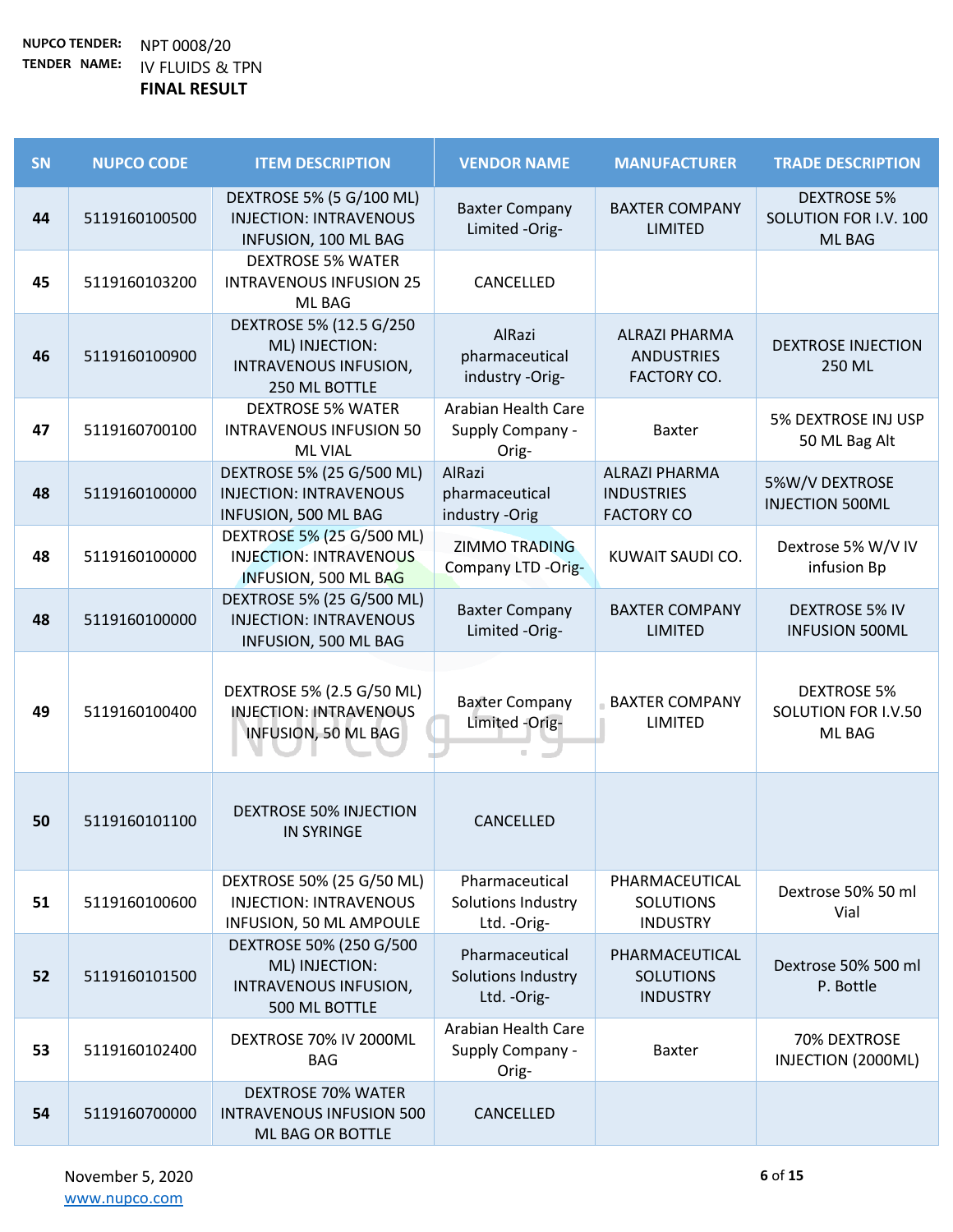**NUPCO TENDER:** NPT 0008/20

**TENDER NAME:** IV FLUIDS & TPN

**FINAL RESULT**

| SN | NUPCO CODE | ITEM DESCRIPTION | VENDOR NAME | MANUFACTURER | TRADE DESCRIPTION |
|---|---|---|---|---|---|
| 44 | 5119160100500 | DEXTROSE 5% (5 G/100 ML) INJECTION: INTRAVENOUS INFUSION, 100 ML BAG | Baxter Company Limited -Orig- | BAXTER COMPANY LIMITED | DEXTROSE 5% SOLUTION FOR I.V. 100 ML BAG |
| 45 | 5119160103200 | DEXTROSE 5% WATER INTRAVENOUS INFUSION 25 ML BAG | CANCELLED | | |
| 46 | 5119160100900 | DEXTROSE 5% (12.5 G/250 ML) INJECTION: INTRAVENOUS INFUSION, 250 ML BOTTLE | AlRazi pharmaceutical industry -Orig- | ALRAZI PHARMA ANDUSTRIES FACTORY CO. | DEXTROSE INJECTION 250 ML |
| 47 | 5119160700100 | DEXTROSE 5% WATER INTRAVENOUS INFUSION 50 ML VIAL | Arabian Health Care Supply Company -Orig- | Baxter | 5% DEXTROSE INJ USP 50 ML Bag Alt |
| 48 | 5119160100000 | DEXTROSE 5% (25 G/500 ML) INJECTION: INTRAVENOUS INFUSION, 500 ML BAG | AlRazi pharmaceutical industry -Orig | ALRAZI PHARMA INDUSTRIES FACTORY CO | 5%W/V DEXTROSE INJECTION 500ML |
| 48 | 5119160100000 | DEXTROSE 5% (25 G/500 ML) INJECTION: INTRAVENOUS INFUSION, 500 ML BAG | ZIMMO TRADING Company LTD -Orig- | KUWAIT SAUDI CO. | Dextrose 5% W/V IV infusion Bp |
| 48 | 5119160100000 | DEXTROSE 5% (25 G/500 ML) INJECTION: INTRAVENOUS INFUSION, 500 ML BAG | Baxter Company Limited -Orig- | BAXTER COMPANY LIMITED | DEXTROSE 5% IV INFUSION 500ML |
| 49 | 5119160100400 | DEXTROSE 5% (2.5 G/50 ML) INJECTION: INTRAVENOUS INFUSION, 50 ML BAG | Baxter Company Limited -Orig- | BAXTER COMPANY LIMITED | DEXTROSE 5% SOLUTION FOR I.V.50 ML BAG |
| 50 | 5119160101100 | DEXTROSE 50% INJECTION IN SYRINGE | CANCELLED | | |
| 51 | 5119160100600 | DEXTROSE 50% (25 G/50 ML) INJECTION: INTRAVENOUS INFUSION, 50 ML AMPOULE | Pharmaceutical Solutions Industry Ltd. -Orig- | PHARMACEUTICAL SOLUTIONS INDUSTRY | Dextrose 50% 50 ml Vial |
| 52 | 5119160101500 | DEXTROSE 50% (250 G/500 ML) INJECTION: INTRAVENOUS INFUSION, 500 ML BOTTLE | Pharmaceutical Solutions Industry Ltd. -Orig- | PHARMACEUTICAL SOLUTIONS INDUSTRY | Dextrose 50% 500 ml P. Bottle |
| 53 | 5119160102400 | DEXTROSE 70% IV 2000ML BAG | Arabian Health Care Supply Company -Orig- | Baxter | 70% DEXTROSE INJECTION (2000ML) |
| 54 | 5119160700000 | DEXTROSE 70% WATER INTRAVENOUS INFUSION 500 ML BAG OR BOTTLE | CANCELLED | | |

November 5, 2020

www.nupco.com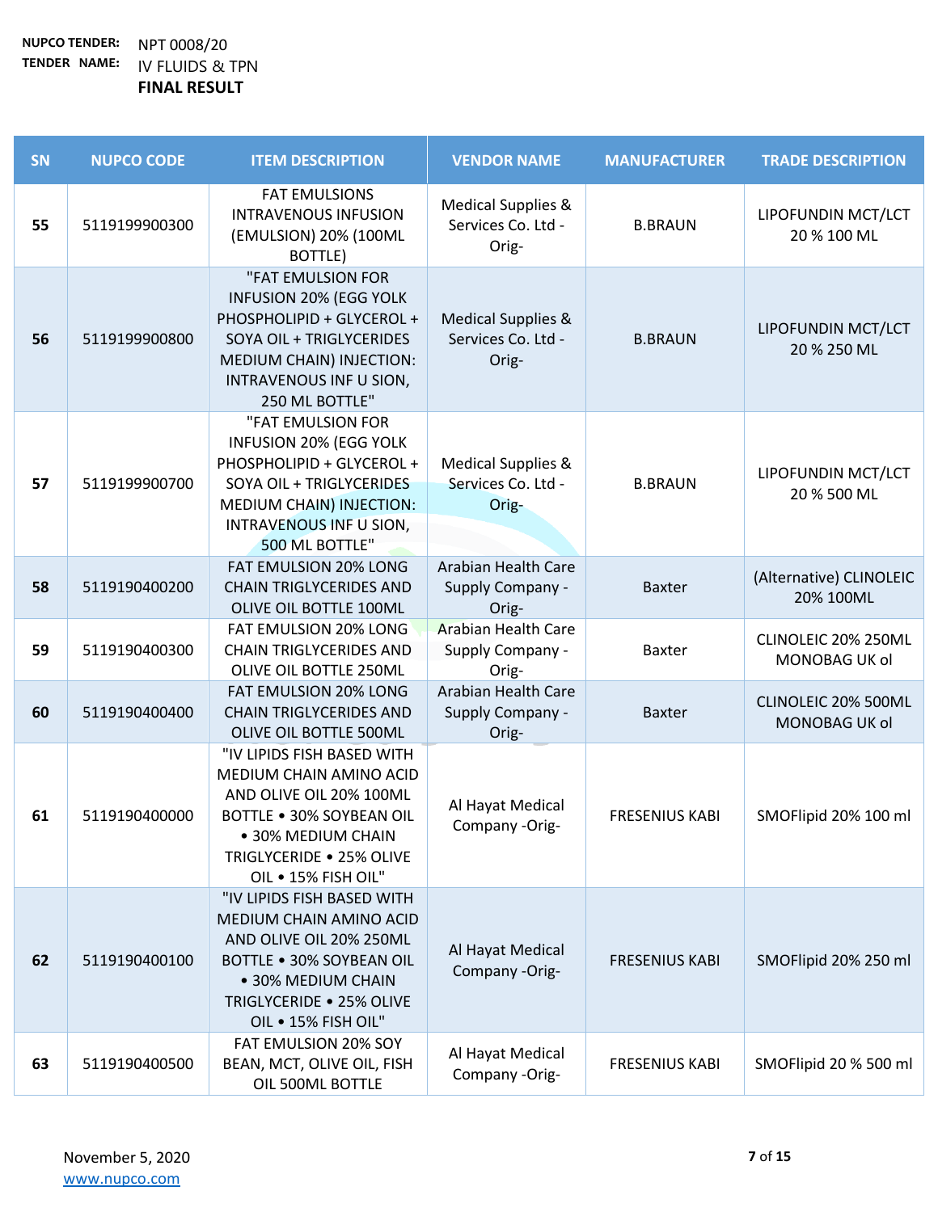**NUPCO TENDER:** NPT 0008/20

**TENDER NAME:** IV FLUIDS & TPN

**FINAL RESULT**

| SN | NUPCO CODE | ITEM DESCRIPTION | VENDOR NAME | MANUFACTURER | TRADE DESCRIPTION |
|---|---|---|---|---|---|
| 55 | 5119199900300 | FAT EMULSIONS INTRAVENOUS INFUSION (EMULSION) 20% (100ML BOTTLE) | Medical Supplies & Services Co. Ltd - Orig- | B.BRAUN | LIPOFUNDIN MCT/LCT 20 % 100 ML |
| 56 | 5119199900800 | "FAT EMULSION FOR INFUSION 20% (EGG YOLK PHOSPHOLIPID + GLYCEROL + SOYA OIL + TRIGLYCERIDES MEDIUM CHAIN) INJECTION: INTRAVENOUS INF U SION, 250 ML BOTTLE" | Medical Supplies & Services Co. Ltd - Orig- | B.BRAUN | LIPOFUNDIN MCT/LCT 20 % 250 ML |
| 57 | 5119199900700 | "FAT EMULSION FOR INFUSION 20% (EGG YOLK PHOSPHOLIPID + GLYCEROL + SOYA OIL + TRIGLYCERIDES MEDIUM CHAIN) INJECTION: INTRAVENOUS INF U SION, 500 ML BOTTLE" | Medical Supplies & Services Co. Ltd - Orig- | B.BRAUN | LIPOFUNDIN MCT/LCT 20 % 500 ML |
| 58 | 5119190400200 | FAT EMULSION 20% LONG CHAIN TRIGLYCERIDES AND OLIVE OIL BOTTLE 100ML | Arabian Health Care Supply Company - Orig- | Baxter | (Alternative) CLINOLEIC 20% 100ML |
| 59 | 5119190400300 | FAT EMULSION 20% LONG CHAIN TRIGLYCERIDES AND OLIVE OIL BOTTLE 250ML | Arabian Health Care Supply Company - Orig- | Baxter | CLINOLEIC 20% 250ML MONOBAG UK ol |
| 60 | 5119190400400 | FAT EMULSION 20% LONG CHAIN TRIGLYCERIDES AND OLIVE OIL BOTTLE 500ML | Arabian Health Care Supply Company - Orig- | Baxter | CLINOLEIC 20% 500ML MONOBAG UK ol |
| 61 | 5119190400000 | "IV LIPIDS FISH BASED WITH MEDIUM CHAIN AMINO ACID AND OLIVE OIL 20% 100ML BOTTLE • 30% SOYBEAN OIL • 30% MEDIUM CHAIN TRIGLYCERIDE • 25% OLIVE OIL • 15% FISH OIL" | Al Hayat Medical Company -Orig- | FRESENIUS KABI | SMOFlipid 20% 100 ml |
| 62 | 5119190400100 | "IV LIPIDS FISH BASED WITH MEDIUM CHAIN AMINO ACID AND OLIVE OIL 20% 250ML BOTTLE • 30% SOYBEAN OIL • 30% MEDIUM CHAIN TRIGLYCERIDE • 25% OLIVE OIL • 15% FISH OIL" | Al Hayat Medical Company -Orig- | FRESENIUS KABI | SMOFlipid 20% 250 ml |
| 63 | 5119190400500 | FAT EMULSION 20% SOY BEAN, MCT, OLIVE OIL, FISH OIL 500ML BOTTLE | Al Hayat Medical Company -Orig- | FRESENIUS KABI | SMOFlipid 20 % 500 ml |

November 5, 2020

www.nupco.com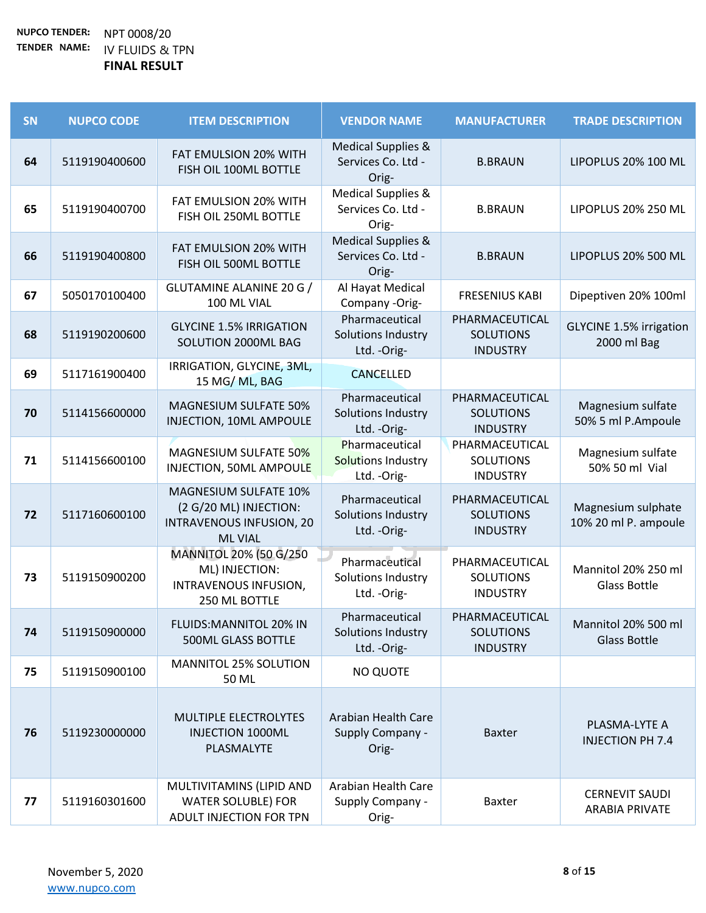**NUPCO TENDER:** NPT 0008/20

**TENDER NAME:** IV FLUIDS & TPN

**FINAL RESULT**

| SN | NUPCO CODE | ITEM DESCRIPTION | VENDOR NAME | MANUFACTURER | TRADE DESCRIPTION |
|---|---|---|---|---|---|
| 64 | 5119190400600 | FAT EMULSION 20% WITH FISH OIL 100ML BOTTLE | Medical Supplies & Services Co. Ltd -Orig- | B.BRAUN | LIPOPLUS 20% 100 ML |
| 65 | 5119190400700 | FAT EMULSION 20% WITH FISH OIL 250ML BOTTLE | Medical Supplies & Services Co. Ltd -Orig- | B.BRAUN | LIPOPLUS 20% 250 ML |
| 66 | 5119190400800 | FAT EMULSION 20% WITH FISH OIL 500ML BOTTLE | Medical Supplies & Services Co. Ltd -Orig- | B.BRAUN | LIPOPLUS 20% 500 ML |
| 67 | 5050170100400 | GLUTAMINE ALANINE 20 G / 100 ML VIAL | Al Hayat Medical Company -Orig- | FRESENIUS KABI | Dipeptiven 20% 100ml |
| 68 | 5119190200600 | GLYCINE 1.5% IRRIGATION SOLUTION 2000ML BAG | Pharmaceutical Solutions Industry Ltd. -Orig- | PHARMACEUTICAL SOLUTIONS INDUSTRY | GLYCINE 1.5% irrigation 2000 ml Bag |
| 69 | 5117161900400 | IRRIGATION, GLYCINE, 3ML, 15 MG/ ML, BAG | CANCELLED | | |
| 70 | 5114156600000 | MAGNESIUM SULFATE 50% INJECTION, 10ML AMPOULE | Pharmaceutical Solutions Industry Ltd. -Orig- | PHARMACEUTICAL SOLUTIONS INDUSTRY | Magnesium sulfate 50% 5 ml P.Ampoule |
| 71 | 5114156600100 | MAGNESIUM SULFATE 50% INJECTION, 50ML AMPOULE | Pharmaceutical Solutions Industry Ltd. -Orig- | PHARMACEUTICAL SOLUTIONS INDUSTRY | Magnesium sulfate 50% 50 ml Vial |
| 72 | 5117160600100 | MAGNESIUM SULFATE 10% (2 G/20 ML) INJECTION: INTRAVENOUS INFUSION, 20 ML VIAL | Pharmaceutical Solutions Industry Ltd. -Orig- | PHARMACEUTICAL SOLUTIONS INDUSTRY | Magnesium sulphate 10% 20 ml P. ampoule |
| 73 | 5119150900200 | MANNITOL 20% (50 G/250 ML) INJECTION: INTRAVENOUS INFUSION, 250 ML BOTTLE | Pharmaceutical Solutions Industry Ltd. -Orig- | PHARMACEUTICAL SOLUTIONS INDUSTRY | Mannitol 20% 250 ml Glass Bottle |
| 74 | 5119150900000 | FLUIDS:MANNITOL 20% IN 500ML GLASS BOTTLE | Pharmaceutical Solutions Industry Ltd. -Orig- | PHARMACEUTICAL SOLUTIONS INDUSTRY | Mannitol 20% 500 ml Glass Bottle |
| 75 | 5119150900100 | MANNITOL 25% SOLUTION 50 ML | NO QUOTE | | |
| 76 | 5119230000000 | MULTIPLE ELECTROLYTES INJECTION 1000ML PLASMALYTE | Arabian Health Care Supply Company -Orig- | Baxter | PLASMA-LYTE A INJECTION PH 7.4 |
| 77 | 5119160301600 | MULTIVITAMINS (LIPID AND WATER SOLUBLE) FOR ADULT INJECTION FOR TPN | Arabian Health Care Supply Company -Orig- | Baxter | CERNEVIT SAUDI ARABIA PRIVATE |

November 5, 2020

www.nupco.com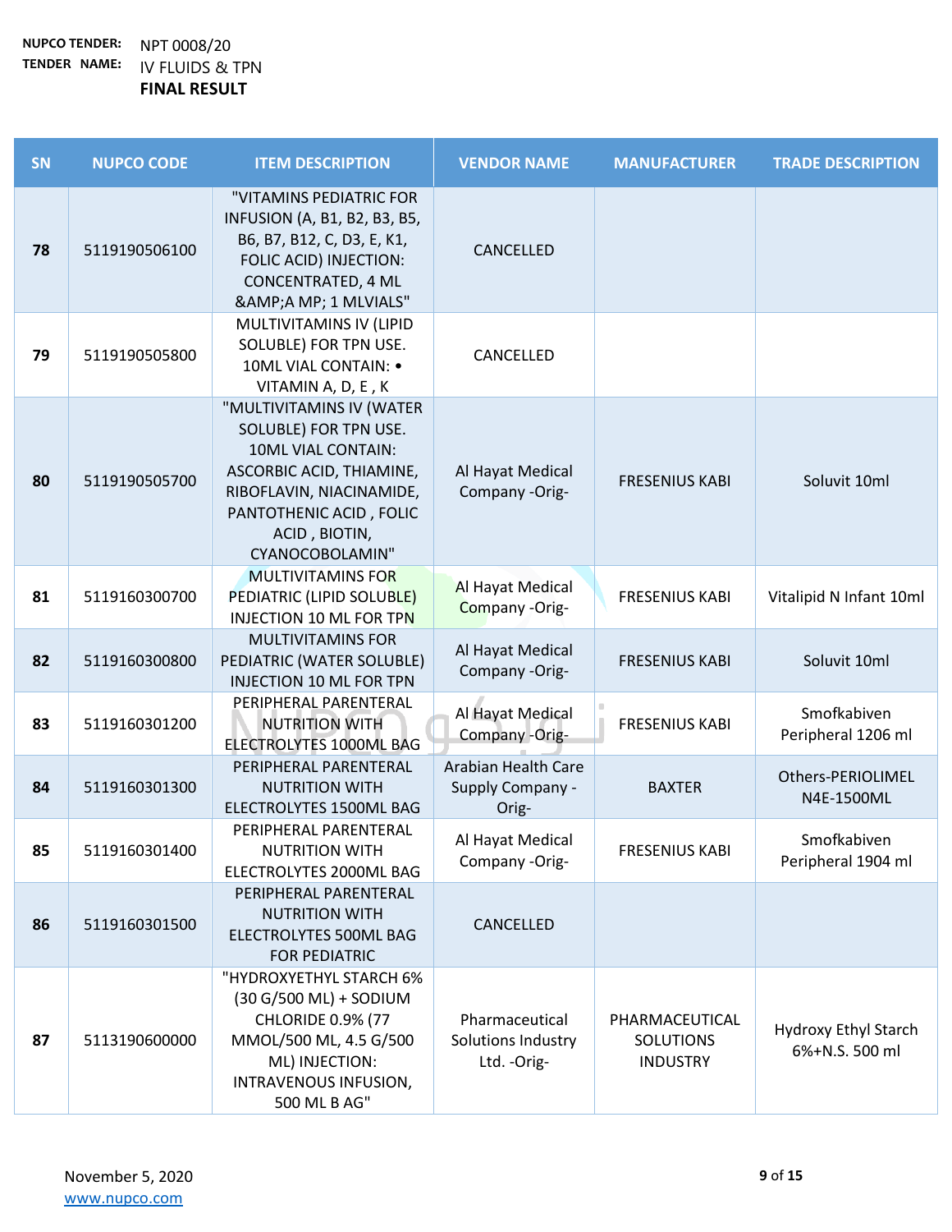**NUPCO TENDER:** NPT 0008/20
**TENDER NAME:** IV FLUIDS & TPN
**FINAL RESULT**

| SN | NUPCO CODE | ITEM DESCRIPTION | VENDOR NAME | MANUFACTURER | TRADE DESCRIPTION |
|---|---|---|---|---|---|
| 78 | 5119190506100 | "VITAMINS PEDIATRIC FOR INFUSION (A, B1, B2, B3, B5, B6, B7, B12, C, D3, E, K1, FOLIC ACID) INJECTION: CONCENTRATED, 4 ML &AMP;A MP; 1 MLVIALS" | CANCELLED | | |
| 79 | 5119190505800 | MULTIVITAMINS IV (LIPID SOLUBLE) FOR TPN USE. 10ML VIAL CONTAIN: • VITAMIN A, D, E , K | CANCELLED | | |
| 80 | 5119190505700 | "MULTIVITAMINS IV (WATER SOLUBLE) FOR TPN USE. 10ML VIAL CONTAIN: ASCORBIC ACID, THIAMINE, RIBOFLAVIN, NIACINAMIDE, PANTOTHENIC ACID , FOLIC ACID , BIOTIN, CYANOCOBOLAMIN" | Al Hayat Medical Company -Orig- | FRESENIUS KABI | Soluvit 10ml |
| 81 | 5119160300700 | MULTIVITAMINS FOR PEDIATRIC (LIPID SOLUBLE) INJECTION 10 ML FOR TPN | Al Hayat Medical Company -Orig- | FRESENIUS KABI | Vitalipid N Infant 10ml |
| 82 | 5119160300800 | MULTIVITAMINS FOR PEDIATRIC (WATER SOLUBLE) INJECTION 10 ML FOR TPN | Al Hayat Medical Company -Orig- | FRESENIUS KABI | Soluvit 10ml |
| 83 | 5119160301200 | PERIPHERAL PARENTERAL NUTRITION WITH ELECTROLYTES 1000ML BAG | Al Hayat Medical Company -Orig- | FRESENIUS KABI | Smofkabiven Peripheral 1206 ml |
| 84 | 5119160301300 | PERIPHERAL PARENTERAL NUTRITION WITH ELECTROLYTES 1500ML BAG | Arabian Health Care Supply Company -Orig- | BAXTER | Others-PERIOLIMEL N4E-1500ML |
| 85 | 5119160301400 | PERIPHERAL PARENTERAL NUTRITION WITH ELECTROLYTES 2000ML BAG | Al Hayat Medical Company -Orig- | FRESENIUS KABI | Smofkabiven Peripheral 1904 ml |
| 86 | 5119160301500 | PERIPHERAL PARENTERAL NUTRITION WITH ELECTROLYTES 500ML BAG FOR PEDIATRIC | CANCELLED | | |
| 87 | 5113190600000 | "HYDROXYETHYL STARCH 6% (30 G/500 ML) + SODIUM CHLORIDE 0.9% (77 MMOL/500 ML, 4.5 G/500 ML) INJECTION: INTRAVENOUS INFUSION, 500 ML B AG" | Pharmaceutical Solutions Industry Ltd. -Orig- | PHARMACEUTICAL SOLUTIONS INDUSTRY | Hydroxy Ethyl Starch 6%+N.S. 500 ml |

November 5, 2020
www.nupco.com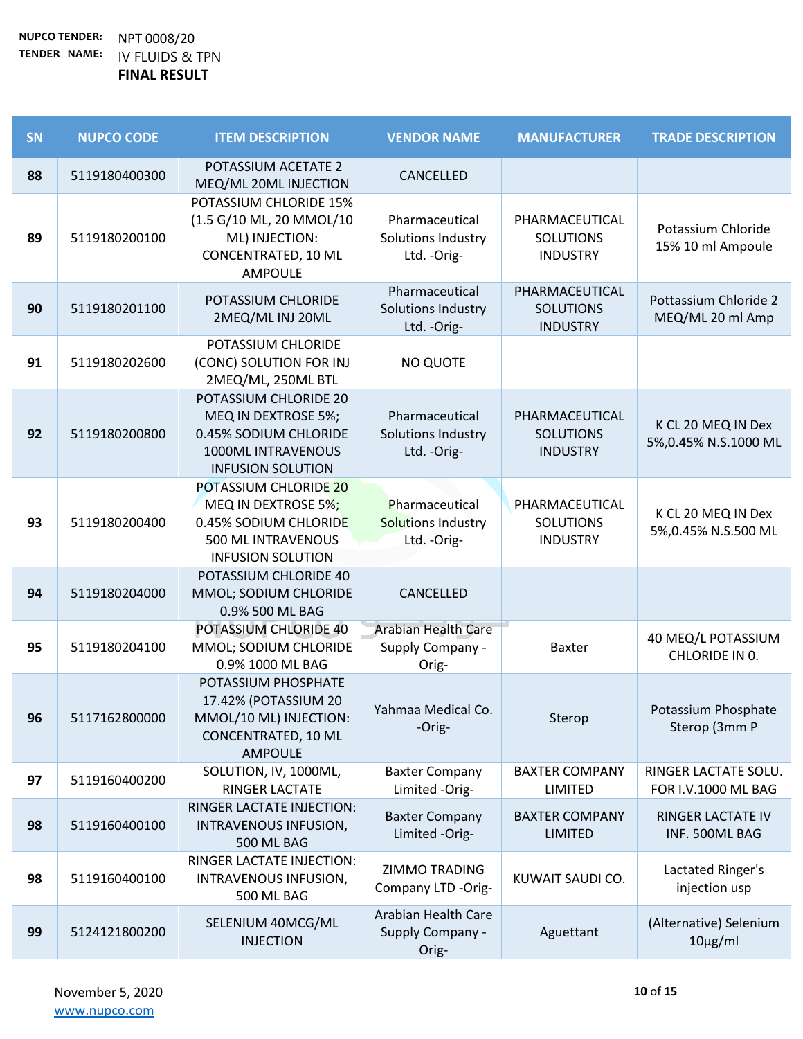**NUPCO TENDER:** NPT 0008/20

**TENDER NAME:** IV FLUIDS & TPN

**FINAL RESULT**

| SN | NUPCO CODE | ITEM DESCRIPTION | VENDOR NAME | MANUFACTURER | TRADE DESCRIPTION |
|---|---|---|---|---|---|
| 88 | 5119180400300 | POTASSIUM ACETATE 2 MEQ/ML 20ML INJECTION | CANCELLED | | |
| 89 | 5119180200100 | POTASSIUM CHLORIDE 15% (1.5 G/10 ML, 20 MMOL/10 ML) INJECTION: CONCENTRATED, 10 ML AMPOULE | Pharmaceutical Solutions Industry Ltd. -Orig- | PHARMACEUTICAL SOLUTIONS INDUSTRY | Potassium Chloride 15% 10 ml Ampoule |
| 90 | 5119180201100 | POTASSIUM CHLORIDE 2MEQ/ML INJ 20ML | Pharmaceutical Solutions Industry Ltd. -Orig- | PHARMACEUTICAL SOLUTIONS INDUSTRY | Pottassium Chloride 2 MEQ/ML 20 ml Amp |
| 91 | 5119180202600 | POTASSIUM CHLORIDE (CONC) SOLUTION FOR INJ 2MEQ/ML, 250ML BTL | NO QUOTE | | |
| 92 | 5119180200800 | POTASSIUM CHLORIDE 20 MEQ IN DEXTROSE 5%; 0.45% SODIUM CHLORIDE 1000ML INTRAVENOUS INFUSION SOLUTION | Pharmaceutical Solutions Industry Ltd. -Orig- | PHARMACEUTICAL SOLUTIONS INDUSTRY | K CL 20 MEQ IN Dex 5%,0.45% N.S.1000 ML |
| 93 | 5119180200400 | POTASSIUM CHLORIDE 20 MEQ IN DEXTROSE 5%; 0.45% SODIUM CHLORIDE 500 ML INTRAVENOUS INFUSION SOLUTION | Pharmaceutical Solutions Industry Ltd. -Orig- | PHARMACEUTICAL SOLUTIONS INDUSTRY | K CL 20 MEQ IN Dex 5%,0.45% N.S.500 ML |
| 94 | 5119180204000 | POTASSIUM CHLORIDE 40 MMOL; SODIUM CHLORIDE 0.9% 500 ML BAG | CANCELLED | | |
| 95 | 5119180204100 | POTASSIUM CHLORIDE 40 MMOL; SODIUM CHLORIDE 0.9% 1000 ML BAG | Arabian Health Care Supply Company -Orig- | Baxter | 40 MEQ/L POTASSIUM CHLORIDE IN 0. |
| 96 | 5117162800000 | POTASSIUM PHOSPHATE 17.42% (POTASSIUM 20 MMOL/10 ML) INJECTION: CONCENTRATED, 10 ML AMPOULE | Yahmaa Medical Co. -Orig- | Sterop | Potassium Phosphate Sterop (3mm P |
| 97 | 5119160400200 | SOLUTION, IV, 1000ML, RINGER LACTATE | Baxter Company Limited -Orig- | BAXTER COMPANY LIMITED | RINGER LACTATE SOLU. FOR I.V.1000 ML BAG |
| 98 | 5119160400100 | RINGER LACTATE INJECTION: INTRAVENOUS INFUSION, 500 ML BAG | Baxter Company Limited -Orig- | BAXTER COMPANY LIMITED | RINGER LACTATE IV INF. 500ML BAG |
| 98 | 5119160400100 | RINGER LACTATE INJECTION: INTRAVENOUS INFUSION, 500 ML BAG | ZIMMO TRADING Company LTD -Orig- | KUWAIT SAUDI CO. | Lactated Ringer's injection usp |
| 99 | 5124121800200 | SELENIUM 40MCG/ML INJECTION | Arabian Health Care Supply Company -Orig- | Aguettant | (Alternative) Selenium 10µg/ml |

November 5, 2020

www.nupco.com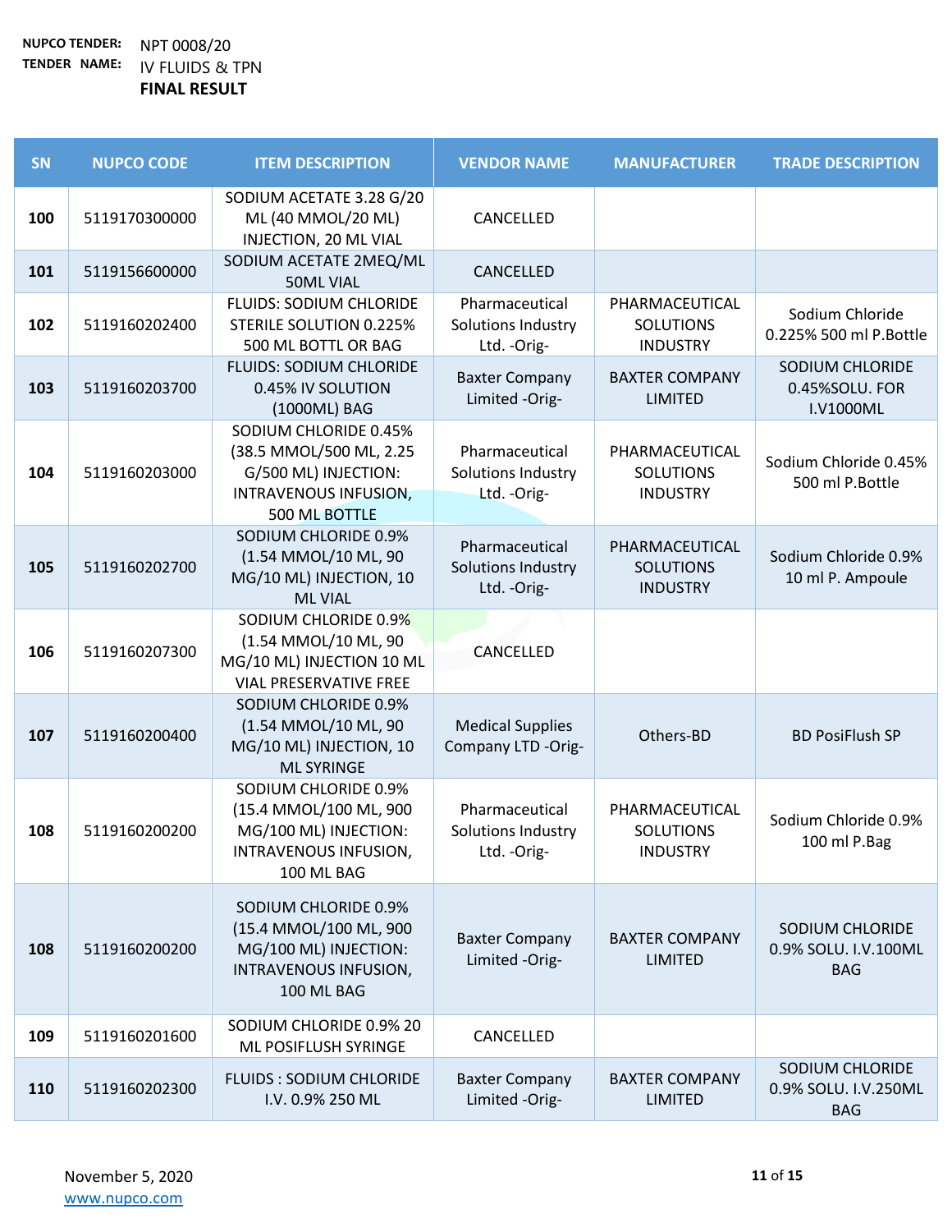**NUPCO TENDER:** NPT 0008/20
**TENDER NAME:** IV FLUIDS & TPN
**FINAL RESULT**

| SN | NUPCO CODE | ITEM DESCRIPTION | VENDOR NAME | MANUFACTURER | TRADE DESCRIPTION |
|---|---|---|---|---|---|
| 100 | 5119170300000 | SODIUM ACETATE 3.28 G/20 ML (40 MMOL/20 ML) INJECTION, 20 ML VIAL | CANCELLED | | |
| 101 | 5119156600000 | SODIUM ACETATE 2MEQ/ML 50ML VIAL | CANCELLED | | |
| 102 | 5119160202400 | FLUIDS: SODIUM CHLORIDE STERILE SOLUTION 0.225% 500 ML BOTTL OR BAG | Pharmaceutical Solutions Industry Ltd. -Orig- | PHARMACEUTICAL SOLUTIONS INDUSTRY | Sodium Chloride 0.225% 500 ml P.Bottle |
| 103 | 5119160203700 | FLUIDS: SODIUM CHLORIDE 0.45% IV SOLUTION (1000ML) BAG | Baxter Company Limited -Orig- | BAXTER COMPANY LIMITED | SODIUM CHLORIDE 0.45%SOLU. FOR I.V1000ML |
| 104 | 5119160203000 | SODIUM CHLORIDE 0.45% (38.5 MMOL/500 ML, 2.25 G/500 ML) INJECTION: INTRAVENOUS INFUSION, 500 ML BOTTLE | Pharmaceutical Solutions Industry Ltd. -Orig- | PHARMACEUTICAL SOLUTIONS INDUSTRY | Sodium Chloride 0.45% 500 ml P.Bottle |
| 105 | 5119160202700 | SODIUM CHLORIDE 0.9% (1.54 MMOL/10 ML, 90 MG/10 ML) INJECTION, 10 ML VIAL | Pharmaceutical Solutions Industry Ltd. -Orig- | PHARMACEUTICAL SOLUTIONS INDUSTRY | Sodium Chloride 0.9% 10 ml P. Ampoule |
| 106 | 5119160207300 | SODIUM CHLORIDE 0.9% (1.54 MMOL/10 ML, 90 MG/10 ML) INJECTION 10 ML VIAL PRESERVATIVE FREE | CANCELLED | | |
| 107 | 5119160200400 | SODIUM CHLORIDE 0.9% (1.54 MMOL/10 ML, 90 MG/10 ML) INJECTION, 10 ML SYRINGE | Medical Supplies Company LTD -Orig- | Others-BD | BD PosiFlush SP |
| 108 | 5119160200200 | SODIUM CHLORIDE 0.9% (15.4 MMOL/100 ML, 900 MG/100 ML) INJECTION: INTRAVENOUS INFUSION, 100 ML BAG | Pharmaceutical Solutions Industry Ltd. -Orig- | PHARMACEUTICAL SOLUTIONS INDUSTRY | Sodium Chloride 0.9% 100 ml P.Bag |
| 108 | 5119160200200 | SODIUM CHLORIDE 0.9% (15.4 MMOL/100 ML, 900 MG/100 ML) INJECTION: INTRAVENOUS INFUSION, 100 ML BAG | Baxter Company Limited -Orig- | BAXTER COMPANY LIMITED | SODIUM CHLORIDE 0.9% SOLU. I.V.100ML BAG |
| 109 | 5119160201600 | SODIUM CHLORIDE 0.9% 20 ML POSIFLUSH SYRINGE | CANCELLED | | |
| 110 | 5119160202300 | FLUIDS : SODIUM CHLORIDE I.V. 0.9% 250 ML | Baxter Company Limited -Orig- | BAXTER COMPANY LIMITED | SODIUM CHLORIDE 0.9% SOLU. I.V.250ML BAG |

November 5, 2020
www.nupco.com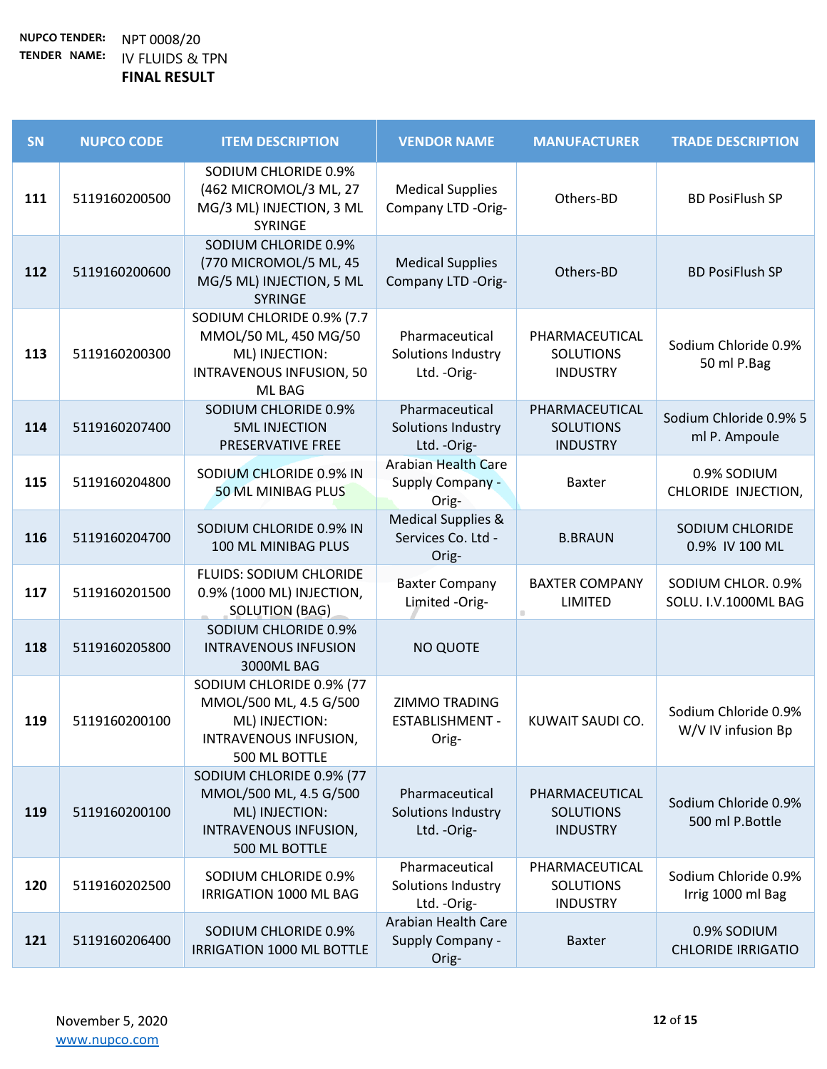**NUPCO TENDER:** NPT 0008/20

**TENDER NAME:** IV FLUIDS & TPN

**FINAL RESULT**

| SN | NUPCO CODE | ITEM DESCRIPTION | VENDOR NAME | MANUFACTURER | TRADE DESCRIPTION |
|---|---|---|---|---|---|
| 111 | 5119160200500 | SODIUM CHLORIDE 0.9% (462 MICROMOL/3 ML, 27 MG/3 ML) INJECTION, 3 ML SYRINGE | Medical Supplies Company LTD -Orig- | Others-BD | BD PosiFlush SP |
| 112 | 5119160200600 | SODIUM CHLORIDE 0.9% (770 MICROMOL/5 ML, 45 MG/5 ML) INJECTION, 5 ML SYRINGE | Medical Supplies Company LTD -Orig- | Others-BD | BD PosiFlush SP |
| 113 | 5119160200300 | SODIUM CHLORIDE 0.9% (7.7 MMOL/50 ML, 450 MG/50 ML) INJECTION: INTRAVENOUS INFUSION, 50 ML BAG | Pharmaceutical Solutions Industry Ltd. -Orig- | PHARMACEUTICAL SOLUTIONS INDUSTRY | Sodium Chloride 0.9% 50 ml P.Bag |
| 114 | 5119160207400 | SODIUM CHLORIDE 0.9% 5ML INJECTION PRESERVATIVE FREE | Pharmaceutical Solutions Industry Ltd. -Orig- | PHARMACEUTICAL SOLUTIONS INDUSTRY | Sodium Chloride 0.9% 5 ml P. Ampoule |
| 115 | 5119160204800 | SODIUM CHLORIDE 0.9% IN 50 ML MINIBAG PLUS | Arabian Health Care Supply Company -Orig- | Baxter | 0.9% SODIUM CHLORIDE INJECTION, |
| 116 | 5119160204700 | SODIUM CHLORIDE 0.9% IN 100 ML MINIBAG PLUS | Medical Supplies & Services Co. Ltd -Orig- | B.BRAUN | SODIUM CHLORIDE 0.9% IV 100 ML |
| 117 | 5119160201500 | FLUIDS: SODIUM CHLORIDE 0.9% (1000 ML) INJECTION, SOLUTION (BAG) | Baxter Company Limited -Orig- | BAXTER COMPANY LIMITED | SODIUM CHLOR. 0.9% SOLU. I.V.1000ML BAG |
| 118 | 5119160205800 | SODIUM CHLORIDE 0.9% INTRAVENOUS INFUSION 3000ML BAG | NO QUOTE | | |
| 119 | 5119160200100 | SODIUM CHLORIDE 0.9% (77 MMOL/500 ML, 4.5 G/500 ML) INJECTION: INTRAVENOUS INFUSION, 500 ML BOTTLE | ZIMMO TRADING ESTABLISHMENT -Orig- | KUWAIT SAUDI CO. | Sodium Chloride 0.9% W/V IV infusion Bp |
| 119 | 5119160200100 | SODIUM CHLORIDE 0.9% (77 MMOL/500 ML, 4.5 G/500 ML) INJECTION: INTRAVENOUS INFUSION, 500 ML BOTTLE | Pharmaceutical Solutions Industry Ltd. -Orig- | PHARMACEUTICAL SOLUTIONS INDUSTRY | Sodium Chloride 0.9% 500 ml P.Bottle |
| 120 | 5119160202500 | SODIUM CHLORIDE 0.9% IRRIGATION 1000 ML BAG | Pharmaceutical Solutions Industry Ltd. -Orig- | PHARMACEUTICAL SOLUTIONS INDUSTRY | Sodium Chloride 0.9% Irrig 1000 ml Bag |
| 121 | 5119160206400 | SODIUM CHLORIDE 0.9% IRRIGATION 1000 ML BOTTLE | Arabian Health Care Supply Company -Orig- | Baxter | 0.9% SODIUM CHLORIDE IRRIGATIO |

November 5, 2020

www.nupco.com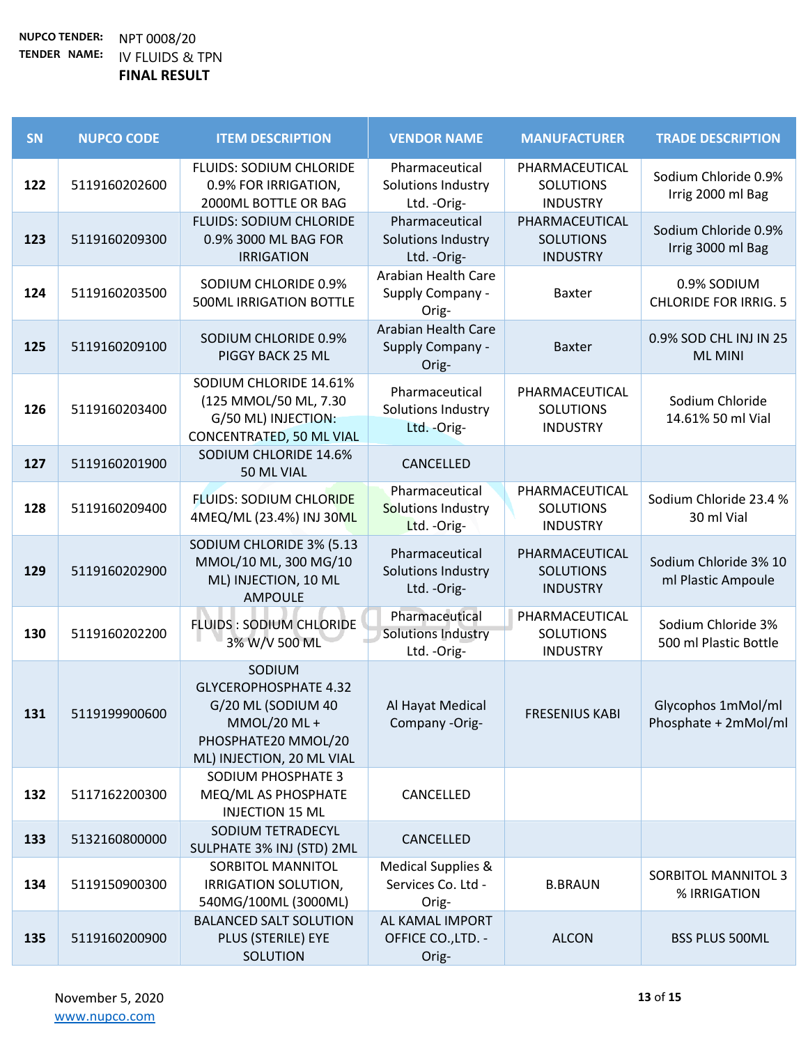**NUPCO TENDER:** NPT 0008/20

**TENDER NAME:** IV FLUIDS & TPN

**FINAL RESULT**

| SN | NUPCO CODE | ITEM DESCRIPTION | VENDOR NAME | MANUFACTURER | TRADE DESCRIPTION |
|---|---|---|---|---|---|
| 122 | 5119160202600 | FLUIDS: SODIUM CHLORIDE 0.9% FOR IRRIGATION, 2000ML BOTTLE OR BAG | Pharmaceutical Solutions Industry Ltd. -Orig- | PHARMACEUTICAL SOLUTIONS INDUSTRY | Sodium Chloride 0.9% Irrig 2000 ml Bag |
| 123 | 5119160209300 | FLUIDS: SODIUM CHLORIDE 0.9% 3000 ML BAG FOR IRRIGATION | Pharmaceutical Solutions Industry Ltd. -Orig- | PHARMACEUTICAL SOLUTIONS INDUSTRY | Sodium Chloride 0.9% Irrig 3000 ml Bag |
| 124 | 5119160203500 | SODIUM CHLORIDE 0.9% 500ML IRRIGATION BOTTLE | Arabian Health Care Supply Company -Orig- | Baxter | 0.9% SODIUM CHLORIDE FOR IRRIG. 5 |
| 125 | 5119160209100 | SODIUM CHLORIDE 0.9% PIGGY BACK 25 ML | Arabian Health Care Supply Company -Orig- | Baxter | 0.9% SOD CHL INJ IN 25 ML MINI |
| 126 | 5119160203400 | SODIUM CHLORIDE 14.61% (125 MMOL/50 ML, 7.30 G/50 ML) INJECTION: CONCENTRATED, 50 ML VIAL | Pharmaceutical Solutions Industry Ltd. -Orig- | PHARMACEUTICAL SOLUTIONS INDUSTRY | Sodium Chloride 14.61% 50 ml Vial |
| 127 | 5119160201900 | SODIUM CHLORIDE 14.6% 50 ML VIAL | CANCELLED | | |
| 128 | 5119160209400 | FLUIDS: SODIUM CHLORIDE 4MEQ/ML (23.4%) INJ 30ML | Pharmaceutical Solutions Industry Ltd. -Orig- | PHARMACEUTICAL SOLUTIONS INDUSTRY | Sodium Chloride 23.4 % 30 ml Vial |
| 129 | 5119160202900 | SODIUM CHLORIDE 3% (5.13 MMOL/10 ML, 300 MG/10 ML) INJECTION, 10 ML AMPOULE | Pharmaceutical Solutions Industry Ltd. -Orig- | PHARMACEUTICAL SOLUTIONS INDUSTRY | Sodium Chloride 3% 10 ml Plastic Ampoule |
| 130 | 5119160202200 | FLUIDS : SODIUM CHLORIDE 3% W/V 500 ML | Pharmaceutical Solutions Industry Ltd. -Orig- | PHARMACEUTICAL SOLUTIONS INDUSTRY | Sodium Chloride 3% 500 ml Plastic Bottle |
| 131 | 5119199900600 | SODIUM GLYCEROPHOSPHATE 4.32 G/20 ML (SODIUM 40 MMOL/20 ML + PHOSPHATE20 MMOL/20 ML) INJECTION, 20 ML VIAL | Al Hayat Medical Company -Orig- | FRESENIUS KABI | Glycophos 1mMol/ml Phosphate + 2mMol/ml |
| 132 | 5117162200300 | SODIUM PHOSPHATE 3 MEQ/ML AS PHOSPHATE INJECTION 15 ML | CANCELLED | | |
| 133 | 5132160800000 | SODIUM TETRADECYL SULPHATE 3% INJ (STD) 2ML | CANCELLED | | |
| 134 | 5119150900300 | SORBITOL MANNITOL IRRIGATION SOLUTION, 540MG/100ML (3000ML) | Medical Supplies & Services Co. Ltd -Orig- | B.BRAUN | SORBITOL MANNITOL 3 % IRRIGATION |
| 135 | 5119160200900 | BALANCED SALT SOLUTION PLUS (STERILE) EYE SOLUTION | AL KAMAL IMPORT OFFICE CO.,LTD. -Orig- | ALCON | BSS PLUS 500ML |

November 5, 2020

www.nupco.com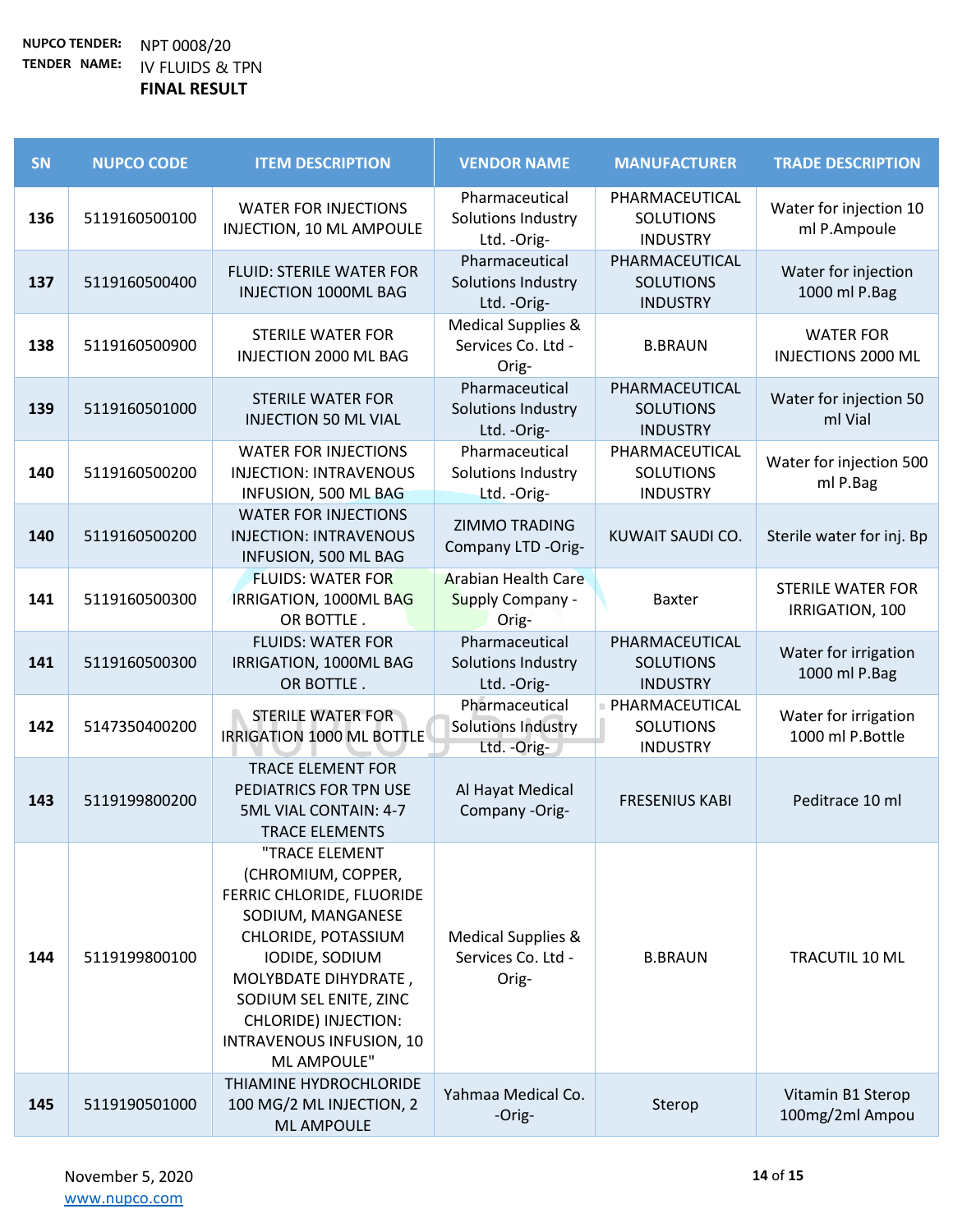**NUPCO TENDER:** NPT 0008/20

**TENDER NAME:** IV FLUIDS & TPN

**FINAL RESULT**

| SN | NUPCO CODE | ITEM DESCRIPTION | VENDOR NAME | MANUFACTURER | TRADE DESCRIPTION |
|---|---|---|---|---|---|
| 136 | 5119160500100 | WATER FOR INJECTIONS INJECTION, 10 ML AMPOULE | Pharmaceutical Solutions Industry Ltd. -Orig- | PHARMACEUTICAL SOLUTIONS INDUSTRY | Water for injection 10 ml P.Ampoule |
| 137 | 5119160500400 | FLUID: STERILE WATER FOR INJECTION 1000ML BAG | Pharmaceutical Solutions Industry Ltd. -Orig- | PHARMACEUTICAL SOLUTIONS INDUSTRY | Water for injection 1000 ml P.Bag |
| 138 | 5119160500900 | STERILE WATER FOR INJECTION 2000 ML BAG | Medical Supplies & Services Co. Ltd -Orig- | B.BRAUN | WATER FOR INJECTIONS 2000 ML |
| 139 | 5119160501000 | STERILE WATER FOR INJECTION 50 ML VIAL | Pharmaceutical Solutions Industry Ltd. -Orig- | PHARMACEUTICAL SOLUTIONS INDUSTRY | Water for injection 50 ml Vial |
| 140 | 5119160500200 | WATER FOR INJECTIONS INJECTION: INTRAVENOUS INFUSION, 500 ML BAG | Pharmaceutical Solutions Industry Ltd. -Orig- | PHARMACEUTICAL SOLUTIONS INDUSTRY | Water for injection 500 ml P.Bag |
| 140 | 5119160500200 | WATER FOR INJECTIONS INJECTION: INTRAVENOUS INFUSION, 500 ML BAG | ZIMMO TRADING Company LTD -Orig- | KUWAIT SAUDI CO. | Sterile water for inj. Bp |
| 141 | 5119160500300 | FLUIDS: WATER FOR IRRIGATION, 1000ML BAG OR BOTTLE . | Arabian Health Care Supply Company -Orig- | Baxter | STERILE WATER FOR IRRIGATION, 100 |
| 141 | 5119160500300 | FLUIDS: WATER FOR IRRIGATION, 1000ML BAG OR BOTTLE . | Pharmaceutical Solutions Industry Ltd. -Orig- | PHARMACEUTICAL SOLUTIONS INDUSTRY | Water for irrigation 1000 ml P.Bag |
| 142 | 5147350400200 | STERILE WATER FOR IRRIGATION 1000 ML BOTTLE | Pharmaceutical Solutions Industry Ltd. -Orig- | PHARMACEUTICAL SOLUTIONS INDUSTRY | Water for irrigation 1000 ml P.Bottle |
| 143 | 5119199800200 | TRACE ELEMENT FOR PEDIATRICS FOR TPN USE 5ML VIAL CONTAIN: 4-7 TRACE ELEMENTS | Al Hayat Medical Company -Orig- | FRESENIUS KABI | Peditrace 10 ml |
| 144 | 5119199800100 | "TRACE ELEMENT (CHROMIUM, COPPER, FERRIC CHLORIDE, FLUORIDE SODIUM, MANGANESE CHLORIDE, POTASSIUM IODIDE, SODIUM MOLYBDATE DIHYDRATE , SODIUM SEL ENITE, ZINC CHLORIDE) INJECTION: INTRAVENOUS INFUSION, 10 ML AMPOULE" | Medical Supplies & Services Co. Ltd -Orig- | B.BRAUN | TRACUTIL 10 ML |
| 145 | 5119190501000 | THIAMINE HYDROCHLORIDE 100 MG/2 ML INJECTION, 2 ML AMPOULE | Yahmaa Medical Co. -Orig- | Sterop | Vitamin B1 Sterop 100mg/2ml Ampou |

November 5, 2020

www.nupco.com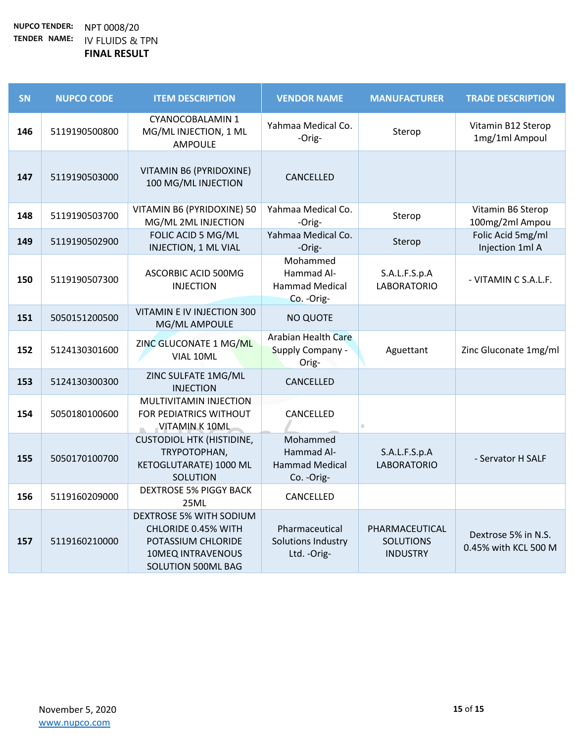NUPCO TENDER: NPT 0008/20
TENDER NAME: IV FLUIDS & TPN
**FINAL RESULT**

| SN | NUPCO CODE | ITEM DESCRIPTION | VENDOR NAME | MANUFACTURER | TRADE DESCRIPTION |
|---|---|---|---|---|---|
| **146** | 5119190500800 | CYANOCOBALAMIN 1 MG/ML INJECTION, 1 ML AMPOULE | Yahmaa Medical Co. -Orig- | Sterop | Vitamin B12 Sterop 1mg/1ml Ampoul |
| **147** | 5119190503000 | VITAMIN B6 (PYRIDOXINE) 100 MG/ML INJECTION | CANCELLED | | |
| **148** | 5119190503700 | VITAMIN B6 (PYRIDOXINE) 50 MG/ML 2ML INJECTION | Yahmaa Medical Co. -Orig- | Sterop | Vitamin B6 Sterop 100mg/2ml Ampou |
| **149** | 5119190502900 | FOLIC ACID 5 MG/ML INJECTION, 1 ML VIAL | Yahmaa Medical Co. -Orig- | Sterop | Folic Acid 5mg/ml Injection 1ml A |
| **150** | 5119190507300 | ASCORBIC ACID 500MG INJECTION | Mohammed Hammad Al-Hammad Medical Co. -Orig- | S.A.L.F.S.p.A LABORATORIO | - VITAMIN C S.A.L.F. |
| **151** | 5050151200500 | VITAMIN E IV INJECTION 300 MG/ML AMPOULE | NO QUOTE | | |
| **152** | 5124130301600 | ZINC GLUCONATE 1 MG/ML VIAL 10ML | Arabian Health Care Supply Company -Orig- | Aguettant | Zinc Gluconate 1mg/ml |
| **153** | 5124130300300 | ZINC SULFATE 1MG/ML INJECTION | CANCELLED | | |
| **154** | 5050180100600 | MULTIVITAMIN INJECTION FOR PEDIATRICS WITHOUT VITAMIN K 10ML | CANCELLED | | |
| **155** | 5050170100700 | CUSTODIOL HTK (HISTIDINE, TRYPOTOPHAN, KETOGLUTARATE) 1000 ML SOLUTION | Mohammed Hammad Al-Hammad Medical Co. -Orig- | S.A.L.F.S.p.A LABORATORIO | - Servator H SALF |
| **156** | 5119160209000 | DEXTROSE 5% PIGGY BACK 25ML | CANCELLED | | |
| **157** | 5119160210000 | DEXTROSE 5% WITH SODIUM CHLORIDE 0.45% WITH POTASSIUM CHLORIDE 10MEQ INTRAVENOUS SOLUTION 500ML BAG | Pharmaceutical Solutions Industry Ltd. -Orig- | PHARMACEUTICAL SOLUTIONS INDUSTRY | Dextrose 5% in N.S. 0.45% with KCL 500 M |

November 5, 2020
www.nupco.com